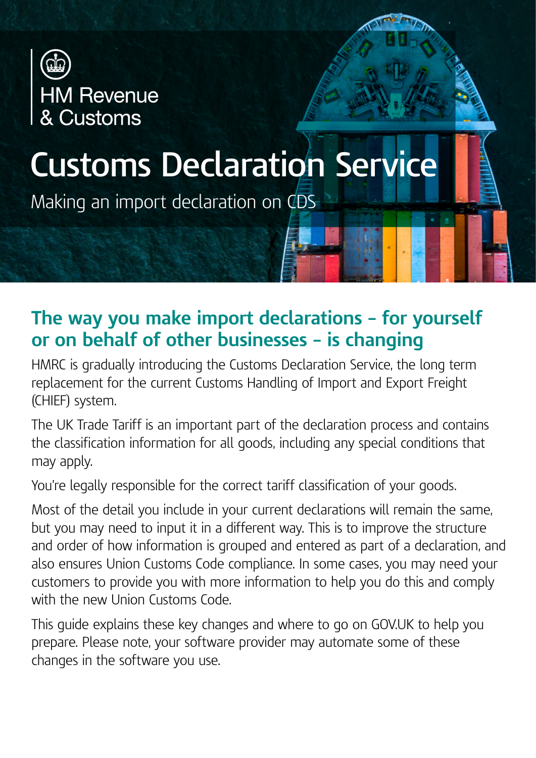HM Revenue & Customs

# Customs Declaration Service

Making an import declaration on CDS

## The way you make import declarations – for yourself or on behalf of other businesses – is changing

HMRC is gradually introducing the Customs Declaration Service, the long term replacement for the current Customs Handling of Import and Export Freight (CHIEF) system.

The UK Trade Tariff is an important part of the declaration process and contains the classification information for all goods, including any special conditions that may apply.

You're legally responsible for the correct tariff classification of your goods.

Most of the detail you include in your current declarations will remain the same, but you may need to input it in a different way. This is to improve the structure and order of how information is grouped and entered as part of a declaration, and also ensures Union Customs Code compliance. In some cases, you may need your customers to provide you with more information to help you do this and comply with the new Union Customs Code.

This guide explains these key changes and where to go on GOV.UK to help you prepare. Please note, your software provider may automate some of these changes in the software you use.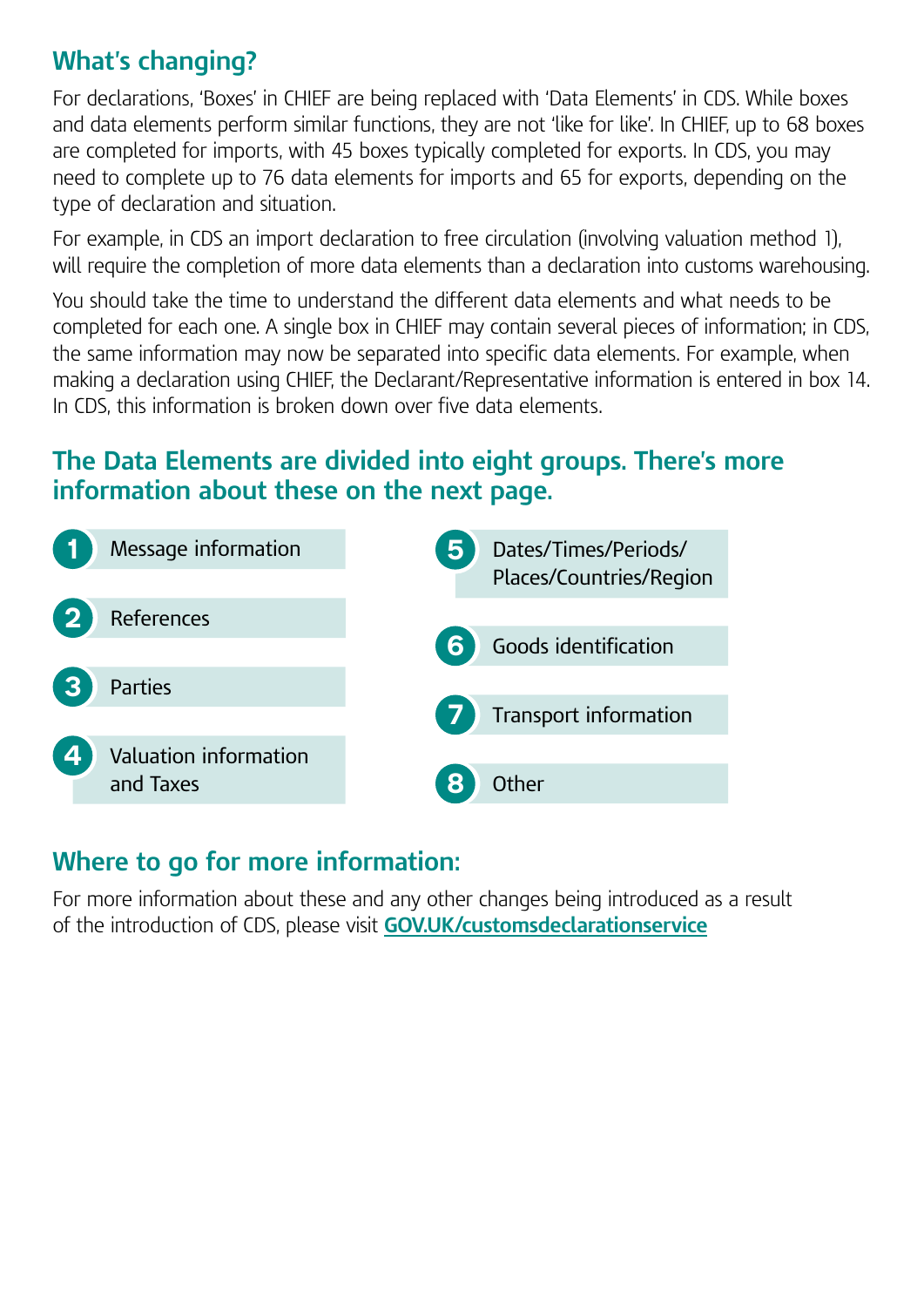## What's changing?

For declarations, 'Boxes' in CHIEF are being replaced with 'Data Elements' in CDS. While boxes and data elements perform similar functions, they are not 'like for like'. In CHIEF, up to 68 boxes are completed for imports, with 45 boxes typically completed for exports. In CDS, you may need to complete up to 76 data elements for imports and 65 for exports, depending on the type of declaration and situation.

For example, in CDS an import declaration to free circulation (involving valuation method 1), will require the completion of more data elements than a declaration into customs warehousing.

You should take the time to understand the different data elements and what needs to be completed for each one. A single box in CHIEF may contain several pieces of information; in CDS, the same information may now be separated into specific data elements. For example, when making a declaration using CHIEF, the Declarant/Representative information is entered in box 14. In CDS, this information is broken down over five data elements.

## The Data Elements are divided into eight groups. There's more information about these on the next page.

1. Message information
2. References
3. Parties
4. Valuation information and Taxes
5. Dates/Times/Periods/Places/Countries/Region
6. Goods identification
7. Transport information
8. Other

## Where to go for more information:

For more information about these and any other changes being introduced as a result of the introduction of CDS, please visit **GOV.UK/customsdeclarationservice**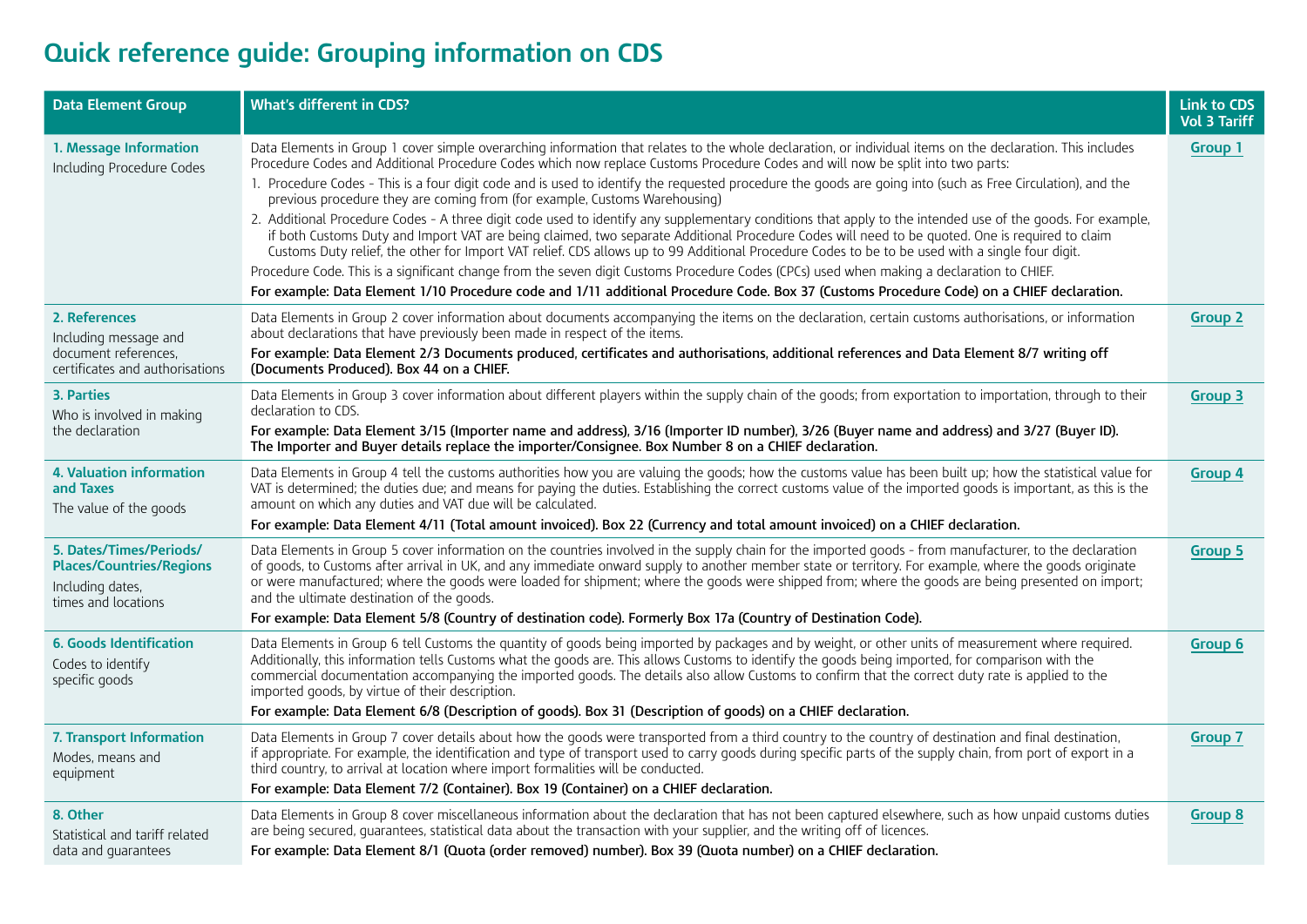# Quick reference guide: Grouping information on CDS

| Data Element Group | What's different in CDS? | Link to CDS Vol 3 Tariff |
|---|---|---|
| **1. Message Information**<br>Including Procedure Codes | Data Elements in Group 1 cover simple overarching information that relates to the whole declaration, or individual items on the declaration. This includes Procedure Codes and Additional Procedure Codes which now replace Customs Procedure Codes and will now be split into two parts:<br>1. Procedure Codes - This is a four digit code and is used to identify the requested procedure the goods are going into (such as Free Circulation), and the previous procedure they are coming from (for example, Customs Warehousing)<br>2. Additional Procedure Codes - A three digit code used to identify any supplementary conditions that apply to the intended use of the goods. For example, if both Customs Duty and Import VAT are being claimed, two separate Additional Procedure Codes will need to be quoted. One is required to claim Customs Duty relief, the other for Import VAT relief. CDS allows up to 99 Additional Procedure Codes to be to be used with a single four digit.<br>Procedure Code. This is a significant change from the seven digit Customs Procedure Codes (CPCs) used when making a declaration to CHIEF.<br>**For example: Data Element 1/10 Procedure code and 1/11 additional Procedure Code. Box 37 (Customs Procedure Code) on a CHIEF declaration.** | Group 1 |
| **2. References**<br>Including message and document references, certificates and authorisations | Data Elements in Group 2 cover information about documents accompanying the items on the declaration, certain customs authorisations, or information about declarations that have previously been made in respect of the items.<br>**For example: Data Element 2/3 Documents produced, certificates and authorisations, additional references and Data Element 8/7 writing off (Documents Produced). Box 44 on a CHIEF.** | Group 2 |
| **3. Parties**<br>Who is involved in making the declaration | Data Elements in Group 3 cover information about different players within the supply chain of the goods; from exportation to importation, through to their declaration to CDS.<br>**For example: Data Element 3/15 (Importer name and address), 3/16 (Importer ID number), 3/26 (Buyer name and address) and 3/27 (Buyer ID). The Importer and Buyer details replace the importer/Consignee. Box Number 8 on a CHIEF declaration.** | Group 3 |
| **4. Valuation information and Taxes**<br>The value of the goods | Data Elements in Group 4 tell the customs authorities how you are valuing the goods; how the customs value has been built up; how the statistical value for VAT is determined; the duties due; and means for paying the duties. Establishing the correct customs value of the imported goods is important, as this is the amount on which any duties and VAT due will be calculated.<br>**For example: Data Element 4/11 (Total amount invoiced). Box 22 (Currency and total amount invoiced) on a CHIEF declaration.** | Group 4 |
| **5. Dates/Times/Periods/ Places/Countries/Regions**<br>Including dates, times and locations | Data Elements in Group 5 cover information on the countries involved in the supply chain for the imported goods - from manufacturer, to the declaration of goods, to Customs after arrival in UK, and any immediate onward supply to another member state or territory. For example, where the goods originate or were manufactured; where the goods were loaded for shipment; where the goods were shipped from; where the goods are being presented on import; and the ultimate destination of the goods.<br>**For example: Data Element 5/8 (Country of destination code). Formerly Box 17a (Country of Destination Code).** | Group 5 |
| **6. Goods Identification**<br>Codes to identify specific goods | Data Elements in Group 6 tell Customs the quantity of goods being imported by packages and by weight, or other units of measurement where required. Additionally, this information tells Customs what the goods are. This allows Customs to identify the goods being imported, for comparison with the commercial documentation accompanying the imported goods. The details also allow Customs to confirm that the correct duty rate is applied to the imported goods, by virtue of their description.<br>**For example: Data Element 6/8 (Description of goods). Box 31 (Description of goods) on a CHIEF declaration.** | Group 6 |
| **7. Transport Information**<br>Modes, means and equipment | Data Elements in Group 7 cover details about how the goods were transported from a third country to the country of destination and final destination, if appropriate. For example, the identification and type of transport used to carry goods during specific parts of the supply chain, from port of export in a third country, to arrival at location where import formalities will be conducted.<br>**For example: Data Element 7/2 (Container). Box 19 (Container) on a CHIEF declaration.** | Group 7 |
| **8. Other**<br>Statistical and tariff related data and guarantees | Data Elements in Group 8 cover miscellaneous information about the declaration that has not been captured elsewhere, such as how unpaid customs duties are being secured, guarantees, statistical data about the transaction with your supplier, and the writing off of licences.<br>**For example: Data Element 8/1 (Quota (order removed) number). Box 39 (Quota number) on a CHIEF declaration.** | Group 8 |